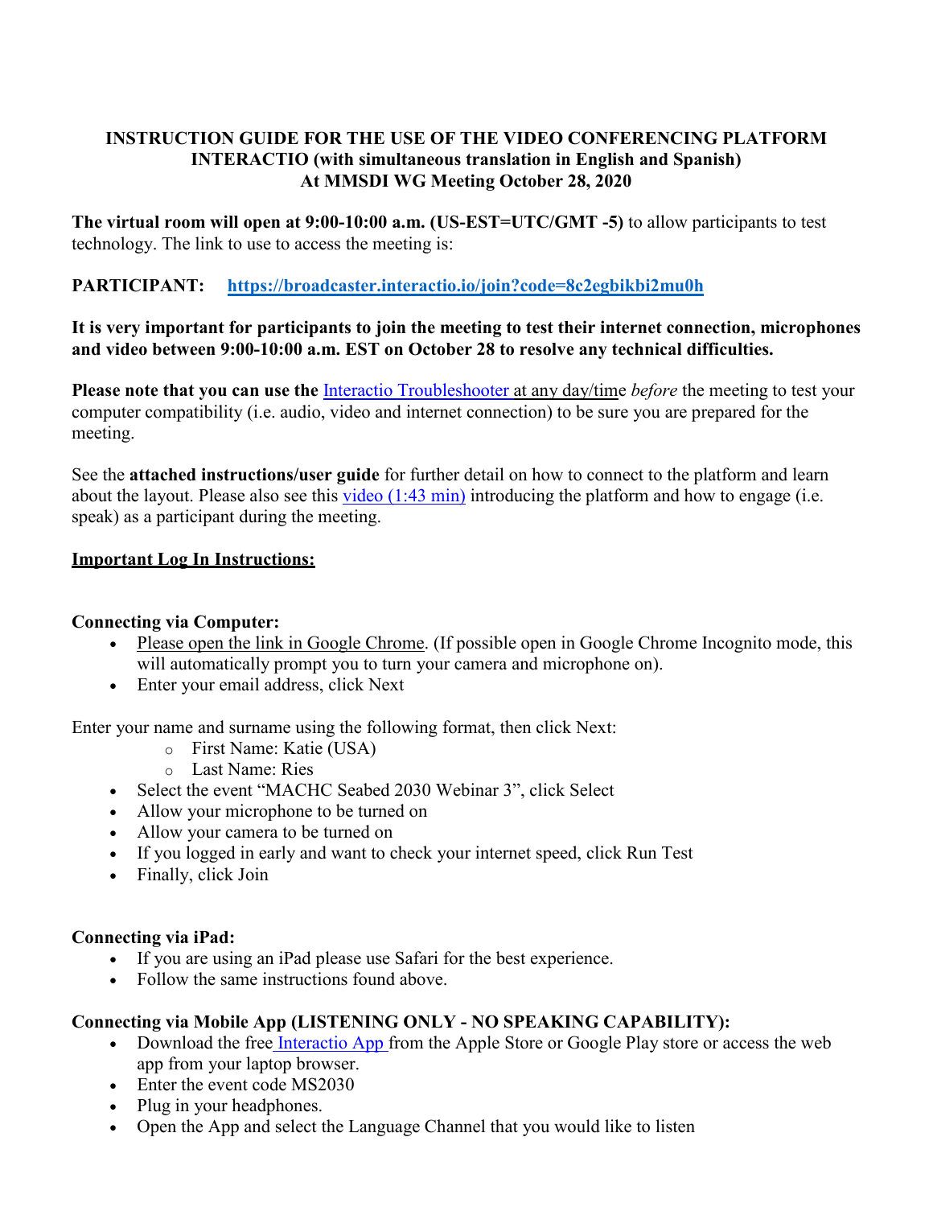**INSTRUCTION GUIDE FOR THE USE OF THE VIDEO CONFERENCING PLATFORM INTERACTIO (with simultaneous translation in English and Spanish) At MMSDI WG Meeting October 28, 2020**

**The virtual room will open at 9:00-10:00 a.m. (US-EST=UTC/GMT -5)** to allow participants to test technology. The link to use to access the meeting is:

**PARTICIPANT: https://broadcaster.interactio.io/join?code=8c2egbikbi2mu0h**

**It is very important for participants to join the meeting to test their internet connection, microphones and video between 9:00-10:00 a.m. EST on October 28 to resolve any technical difficulties.**

**Please note that you can use the** Interactio Troubleshooter at any day/time *before* the meeting to test your computer compatibility (i.e. audio, video and internet connection) to be sure you are prepared for the meeting.

See the **attached instructions/user guide** for further detail on how to connect to the platform and learn about the layout. Please also see this video (1:43 min) introducing the platform and how to engage (i.e. speak) as a participant during the meeting.

**Important Log In Instructions:**

**Connecting via Computer:**

- Please open the link in Google Chrome. (If possible open in Google Chrome Incognito mode, this will automatically prompt you to turn your camera and microphone on).
- Enter your email address, click Next

Enter your name and surname using the following format, then click Next:

  - First Name: Katie (USA)
  - Last Name: Ries

- Select the event "MACHC Seabed 2030 Webinar 3", click Select
- Allow your microphone to be turned on
- Allow your camera to be turned on
- If you logged in early and want to check your internet speed, click Run Test
- Finally, click Join

**Connecting via iPad:**

- If you are using an iPad please use Safari for the best experience.
- Follow the same instructions found above.

**Connecting via Mobile App (LISTENING ONLY - NO SPEAKING CAPABILITY):**

- Download the free Interactio App from the Apple Store or Google Play store or access the web app from your laptop browser.
- Enter the event code MS2030
- Plug in your headphones.
- Open the App and select the Language Channel that you would like to listen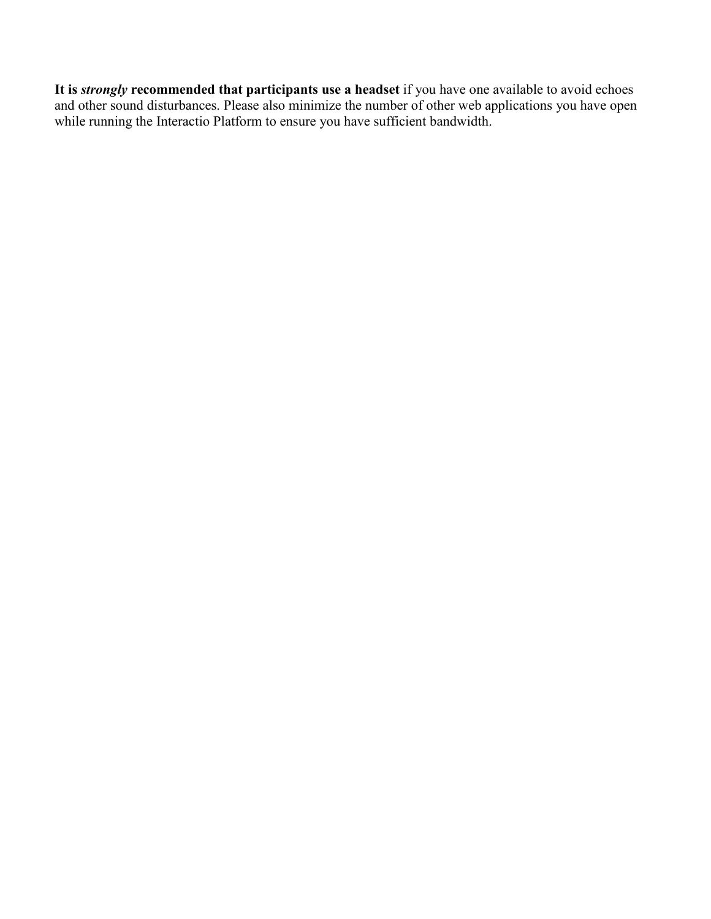**It is *strongly* recommended that participants use a headset** if you have one available to avoid echoes and other sound disturbances. Please also minimize the number of other web applications you have open while running the Interactio Platform to ensure you have sufficient bandwidth.